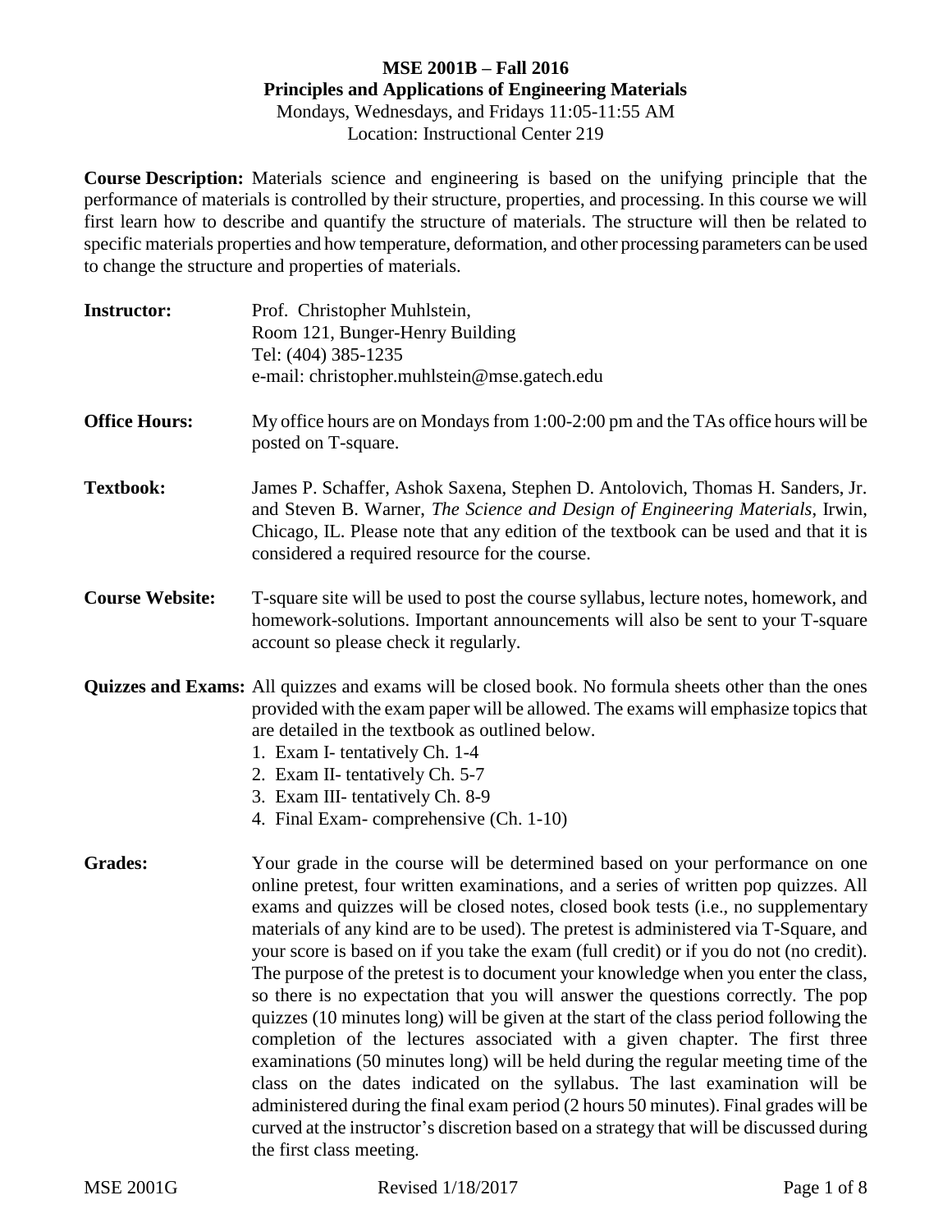# MSE 2001B – Fall 2016
## Principles and Applications of Engineering Materials

Mondays, Wednesdays, and Fridays 11:05-11:55 AM
Location: Instructional Center 219

**Course Description:** Materials science and engineering is based on the unifying principle that the performance of materials is controlled by their structure, properties, and processing. In this course we will first learn how to describe and quantify the structure of materials. The structure will then be related to specific materials properties and how temperature, deformation, and other processing parameters can be used to change the structure and properties of materials.

**Instructor:** Prof. Christopher Muhlstein,
Room 121, Bunger-Henry Building
Tel: (404) 385-1235
e-mail: christopher.muhlstein@mse.gatech.edu

**Office Hours:** My office hours are on Mondays from 1:00-2:00 pm and the TAs office hours will be posted on T-square.

**Textbook:** James P. Schaffer, Ashok Saxena, Stephen D. Antolovich, Thomas H. Sanders, Jr. and Steven B. Warner, *The Science and Design of Engineering Materials*, Irwin, Chicago, IL. Please note that any edition of the textbook can be used and that it is considered a required resource for the course.

**Course Website:** T-square site will be used to post the course syllabus, lecture notes, homework, and homework-solutions. Important announcements will also be sent to your T-square account so please check it regularly.

**Quizzes and Exams:** All quizzes and exams will be closed book. No formula sheets other than the ones provided with the exam paper will be allowed. The exams will emphasize topics that are detailed in the textbook as outlined below.

1. Exam I- tentatively Ch. 1-4
2. Exam II- tentatively Ch. 5-7
3. Exam III- tentatively Ch. 8-9
4. Final Exam- comprehensive (Ch. 1-10)

**Grades:** Your grade in the course will be determined based on your performance on one online pretest, four written examinations, and a series of written pop quizzes. All exams and quizzes will be closed notes, closed book tests (i.e., no supplementary materials of any kind are to be used). The pretest is administered via T-Square, and your score is based on if you take the exam (full credit) or if you do not (no credit). The purpose of the pretest is to document your knowledge when you enter the class, so there is no expectation that you will answer the questions correctly. The pop quizzes (10 minutes long) will be given at the start of the class period following the completion of the lectures associated with a given chapter. The first three examinations (50 minutes long) will be held during the regular meeting time of the class on the dates indicated on the syllabus. The last examination will be administered during the final exam period (2 hours 50 minutes). Final grades will be curved at the instructor's discretion based on a strategy that will be discussed during the first class meeting.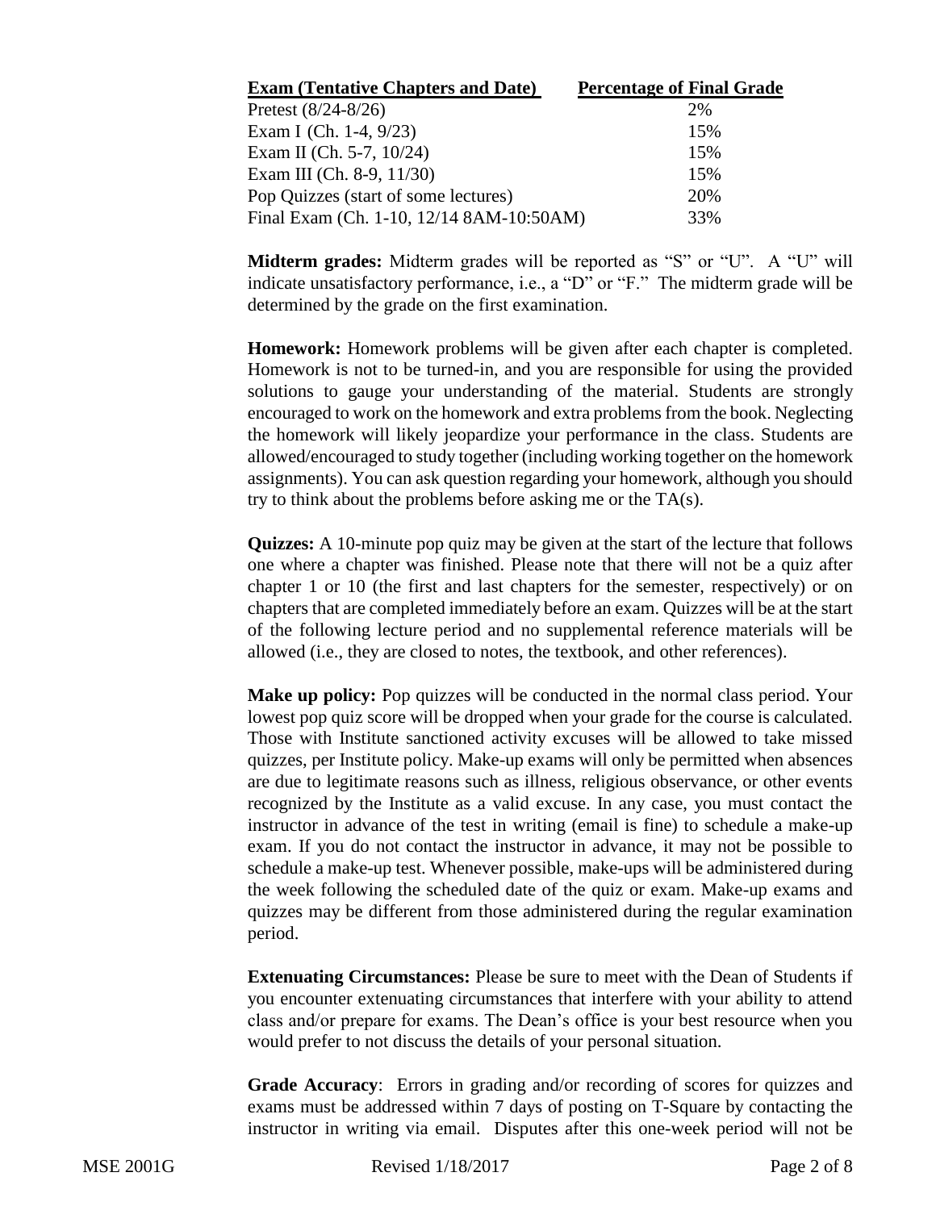| Exam (Tentative Chapters and Date) | Percentage of Final Grade |
| --- | --- |
| Pretest (8/24-8/26) | 2% |
| Exam I (Ch. 1-4, 9/23) | 15% |
| Exam II (Ch. 5-7, 10/24) | 15% |
| Exam III (Ch. 8-9, 11/30) | 15% |
| Pop Quizzes (start of some lectures) | 20% |
| Final Exam (Ch. 1-10, 12/14 8AM-10:50AM) | 33% |

**Midterm grades:** Midterm grades will be reported as "S" or "U". A "U" will indicate unsatisfactory performance, i.e., a "D" or "F." The midterm grade will be determined by the grade on the first examination.

**Homework:** Homework problems will be given after each chapter is completed. Homework is not to be turned-in, and you are responsible for using the provided solutions to gauge your understanding of the material. Students are strongly encouraged to work on the homework and extra problems from the book. Neglecting the homework will likely jeopardize your performance in the class. Students are allowed/encouraged to study together (including working together on the homework assignments). You can ask question regarding your homework, although you should try to think about the problems before asking me or the TA(s).

**Quizzes:** A 10-minute pop quiz may be given at the start of the lecture that follows one where a chapter was finished. Please note that there will not be a quiz after chapter 1 or 10 (the first and last chapters for the semester, respectively) or on chapters that are completed immediately before an exam. Quizzes will be at the start of the following lecture period and no supplemental reference materials will be allowed (i.e., they are closed to notes, the textbook, and other references).

**Make up policy:** Pop quizzes will be conducted in the normal class period. Your lowest pop quiz score will be dropped when your grade for the course is calculated. Those with Institute sanctioned activity excuses will be allowed to take missed quizzes, per Institute policy. Make-up exams will only be permitted when absences are due to legitimate reasons such as illness, religious observance, or other events recognized by the Institute as a valid excuse. In any case, you must contact the instructor in advance of the test in writing (email is fine) to schedule a make-up exam. If you do not contact the instructor in advance, it may not be possible to schedule a make-up test. Whenever possible, make-ups will be administered during the week following the scheduled date of the quiz or exam. Make-up exams and quizzes may be different from those administered during the regular examination period.

**Extenuating Circumstances:** Please be sure to meet with the Dean of Students if you encounter extenuating circumstances that interfere with your ability to attend class and/or prepare for exams. The Dean's office is your best resource when you would prefer to not discuss the details of your personal situation.

**Grade Accuracy**: Errors in grading and/or recording of scores for quizzes and exams must be addressed within 7 days of posting on T-Square by contacting the instructor in writing via email. Disputes after this one-week period will not be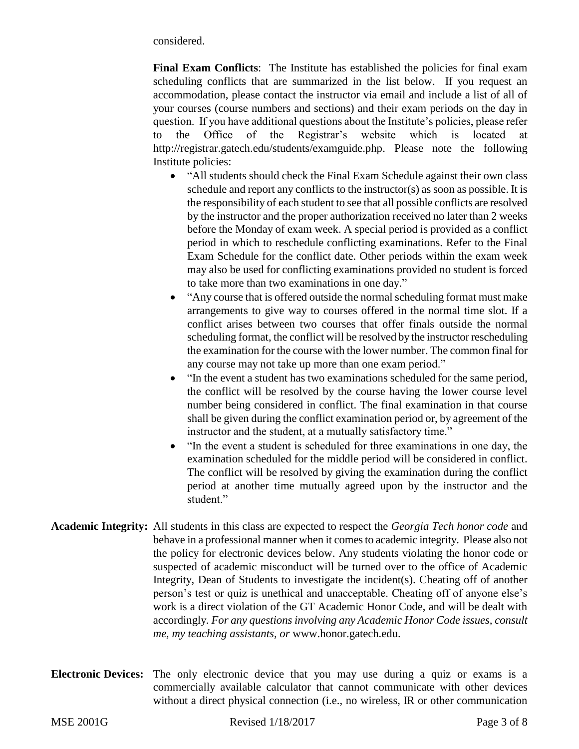considered.

**Final Exam Conflicts**: The Institute has established the policies for final exam scheduling conflicts that are summarized in the list below. If you request an accommodation, please contact the instructor via email and include a list of all of your courses (course numbers and sections) and their exam periods on the day in question. If you have additional questions about the Institute's policies, please refer to the Office of the Registrar's website which is located at http://registrar.gatech.edu/students/examguide.php. Please note the following Institute policies:

- "All students should check the Final Exam Schedule against their own class schedule and report any conflicts to the instructor(s) as soon as possible. It is the responsibility of each student to see that all possible conflicts are resolved by the instructor and the proper authorization received no later than 2 weeks before the Monday of exam week. A special period is provided as a conflict period in which to reschedule conflicting examinations. Refer to the Final Exam Schedule for the conflict date. Other periods within the exam week may also be used for conflicting examinations provided no student is forced to take more than two examinations in one day."
- "Any course that is offered outside the normal scheduling format must make arrangements to give way to courses offered in the normal time slot. If a conflict arises between two courses that offer finals outside the normal scheduling format, the conflict will be resolved by the instructor rescheduling the examination for the course with the lower number. The common final for any course may not take up more than one exam period."
- "In the event a student has two examinations scheduled for the same period, the conflict will be resolved by the course having the lower course level number being considered in conflict. The final examination in that course shall be given during the conflict examination period or, by agreement of the instructor and the student, at a mutually satisfactory time."
- "In the event a student is scheduled for three examinations in one day, the examination scheduled for the middle period will be considered in conflict. The conflict will be resolved by giving the examination during the conflict period at another time mutually agreed upon by the instructor and the student."

**Academic Integrity:** All students in this class are expected to respect the *Georgia Tech honor code* and behave in a professional manner when it comes to academic integrity. Please also not the policy for electronic devices below. Any students violating the honor code or suspected of academic misconduct will be turned over to the office of Academic Integrity, Dean of Students to investigate the incident(s). Cheating off of another person's test or quiz is unethical and unacceptable. Cheating off of anyone else's work is a direct violation of the GT Academic Honor Code, and will be dealt with accordingly. *For any questions involving any Academic Honor Code issues, consult me, my teaching assistants, or* www.honor.gatech.edu.

**Electronic Devices:** The only electronic device that you may use during a quiz or exams is a commercially available calculator that cannot communicate with other devices without a direct physical connection (i.e., no wireless, IR or other communication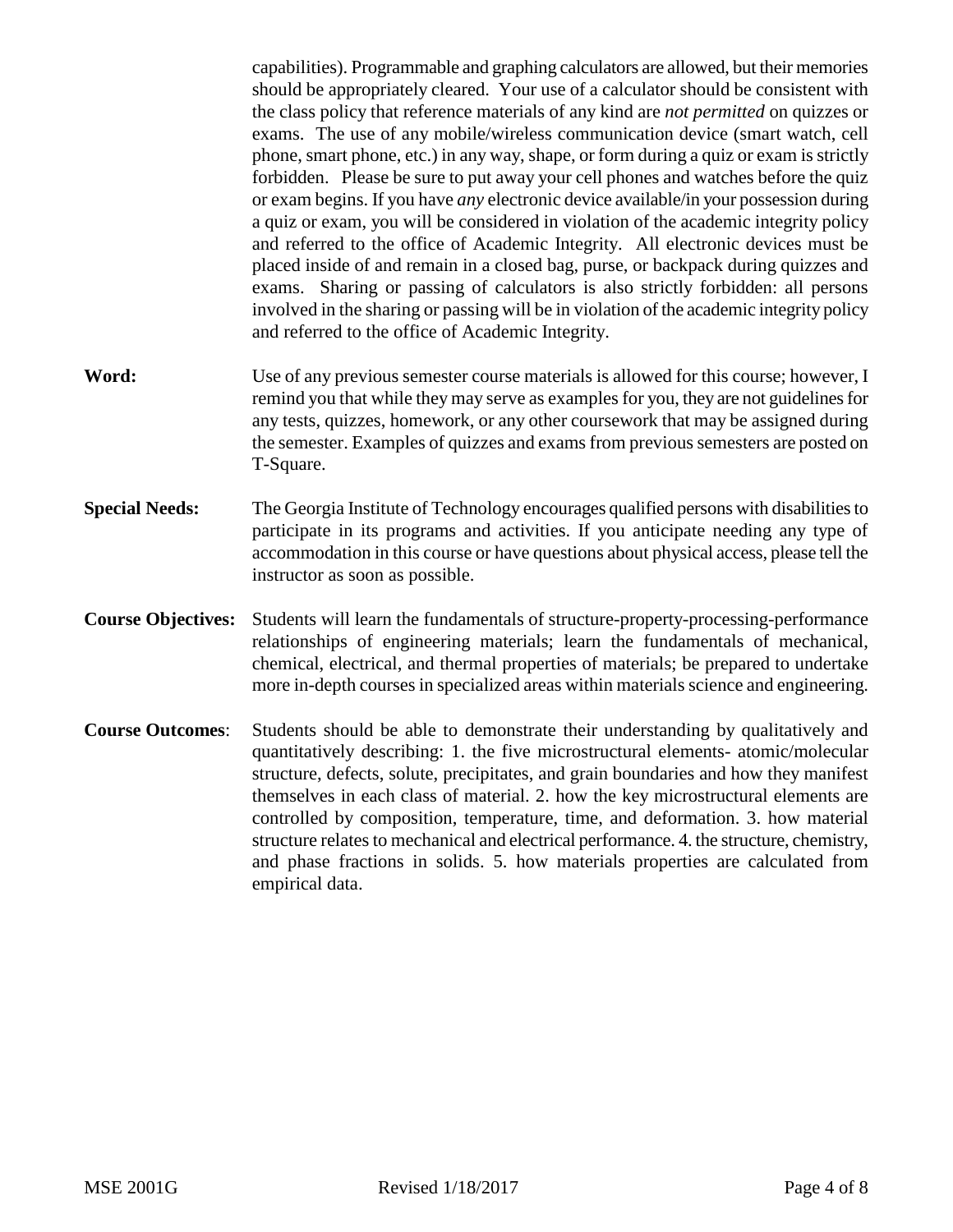capabilities). Programmable and graphing calculators are allowed, but their memories should be appropriately cleared. Your use of a calculator should be consistent with the class policy that reference materials of any kind are *not permitted* on quizzes or exams. The use of any mobile/wireless communication device (smart watch, cell phone, smart phone, etc.) in any way, shape, or form during a quiz or exam is strictly forbidden. Please be sure to put away your cell phones and watches before the quiz or exam begins. If you have *any* electronic device available/in your possession during a quiz or exam, you will be considered in violation of the academic integrity policy and referred to the office of Academic Integrity. All electronic devices must be placed inside of and remain in a closed bag, purse, or backpack during quizzes and exams. Sharing or passing of calculators is also strictly forbidden: all persons involved in the sharing or passing will be in violation of the academic integrity policy and referred to the office of Academic Integrity.

**Word:** Use of any previous semester course materials is allowed for this course; however, I remind you that while they may serve as examples for you, they are not guidelines for any tests, quizzes, homework, or any other coursework that may be assigned during the semester. Examples of quizzes and exams from previous semesters are posted on T-Square.

**Special Needs:** The Georgia Institute of Technology encourages qualified persons with disabilities to participate in its programs and activities. If you anticipate needing any type of accommodation in this course or have questions about physical access, please tell the instructor as soon as possible.

**Course Objectives:** Students will learn the fundamentals of structure-property-processing-performance relationships of engineering materials; learn the fundamentals of mechanical, chemical, electrical, and thermal properties of materials; be prepared to undertake more in-depth courses in specialized areas within materials science and engineering.

**Course Outcomes**: Students should be able to demonstrate their understanding by qualitatively and quantitatively describing: 1. the five microstructural elements- atomic/molecular structure, defects, solute, precipitates, and grain boundaries and how they manifest themselves in each class of material. 2. how the key microstructural elements are controlled by composition, temperature, time, and deformation. 3. how material structure relates to mechanical and electrical performance. 4. the structure, chemistry, and phase fractions in solids. 5. how materials properties are calculated from empirical data.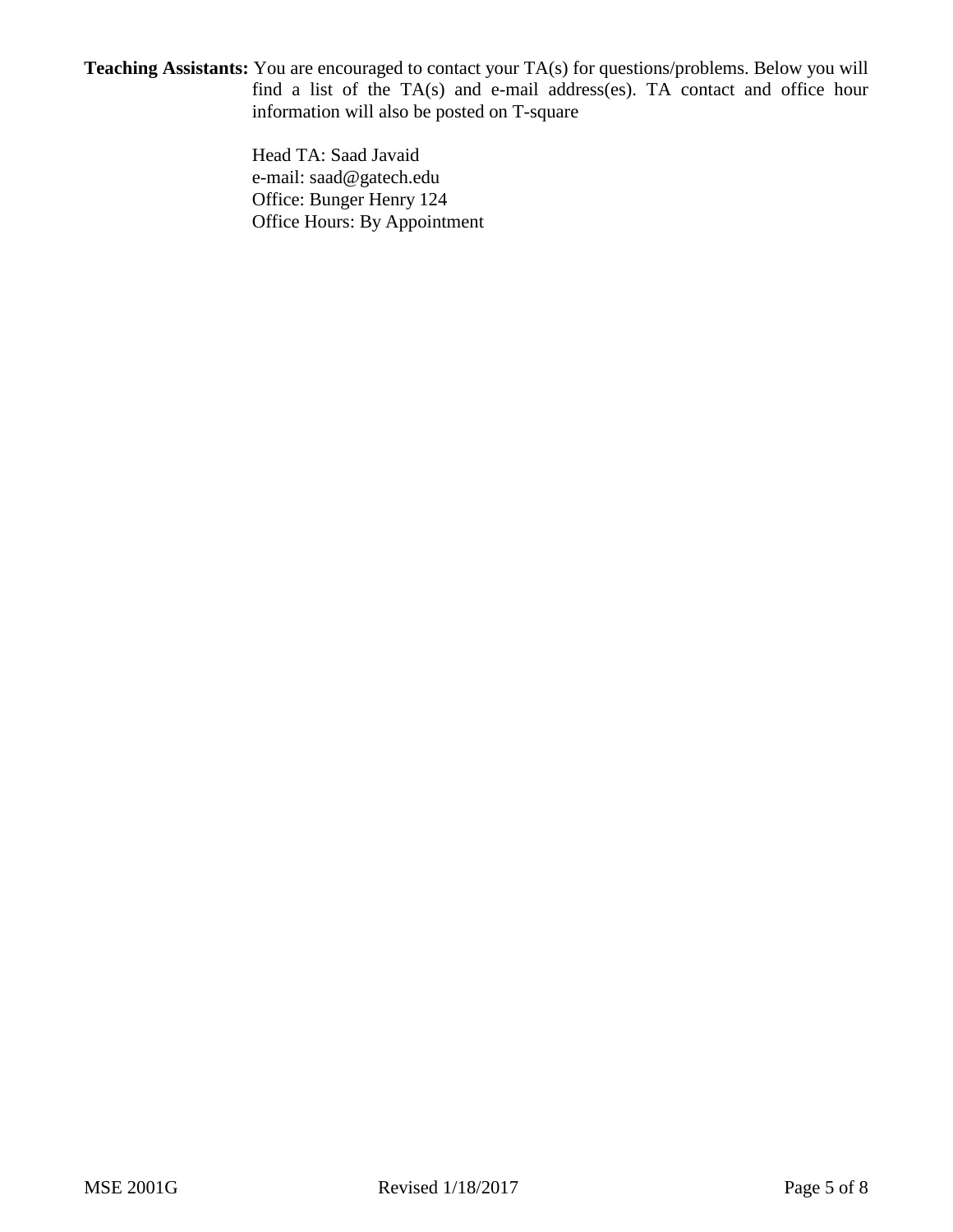**Teaching Assistants:** You are encouraged to contact your TA(s) for questions/problems. Below you will find a list of the TA(s) and e-mail address(es). TA contact and office hour information will also be posted on T-square

Head TA: Saad Javaid
e-mail: saad@gatech.edu
Office: Bunger Henry 124
Office Hours: By Appointment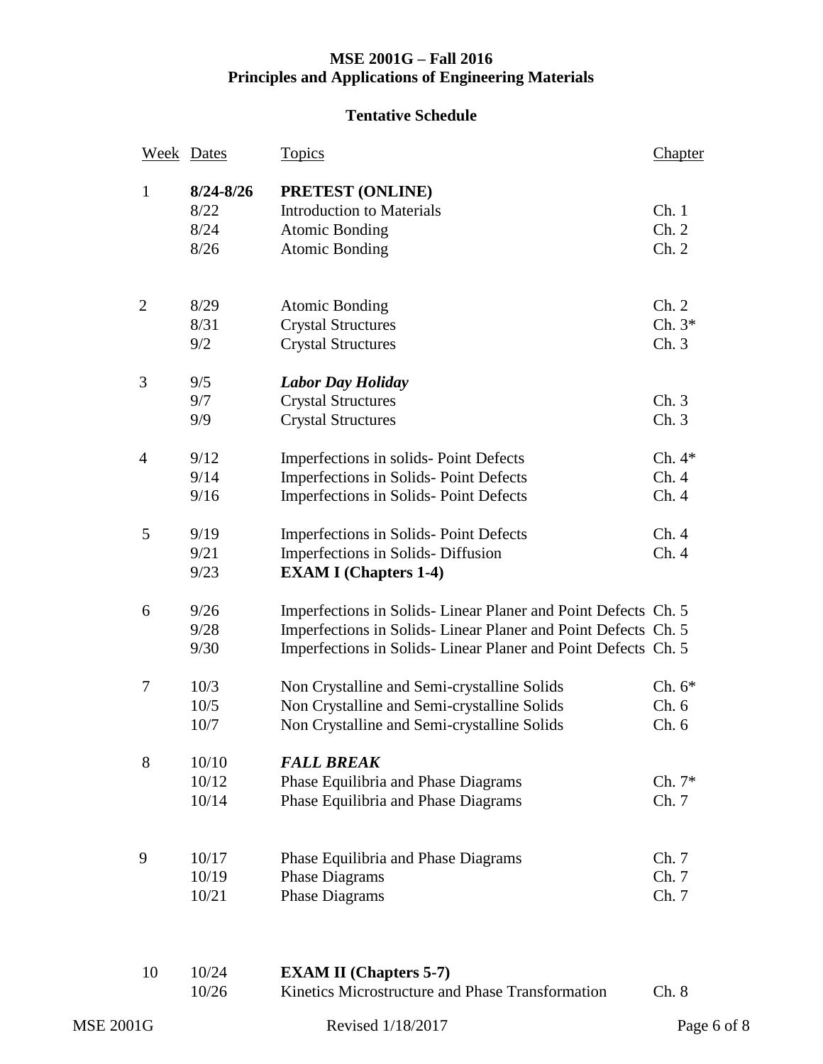**MSE 2001G – Fall 2016**
**Principles and Applications of Engineering Materials**

**Tentative Schedule**

| Week | Dates | Topics | Chapter |
|---|---|---|---|
| 1 | **8/24-8/26** | **PRETEST (ONLINE)** | |
| | 8/22 | Introduction to Materials | Ch. 1 |
| | 8/24 | Atomic Bonding | Ch. 2 |
| | 8/26 | Atomic Bonding | Ch. 2 |
| 2 | 8/29 | Atomic Bonding | Ch. 2 |
| | 8/31 | Crystal Structures | Ch. 3* |
| | 9/2 | Crystal Structures | Ch. 3 |
| 3 | 9/5 | ***Labor Day Holiday*** | |
| | 9/7 | Crystal Structures | Ch. 3 |
| | 9/9 | Crystal Structures | Ch. 3 |
| 4 | 9/12 | Imperfections in solids- Point Defects | Ch. 4* |
| | 9/14 | Imperfections in Solids- Point Defects | Ch. 4 |
| | 9/16 | Imperfections in Solids- Point Defects | Ch. 4 |
| 5 | 9/19 | Imperfections in Solids- Point Defects | Ch. 4 |
| | 9/21 | Imperfections in Solids- Diffusion | Ch. 4 |
| | 9/23 | **EXAM I (Chapters 1-4)** | |
| 6 | 9/26 | Imperfections in Solids- Linear Planer and Point Defects | Ch. 5 |
| | 9/28 | Imperfections in Solids- Linear Planer and Point Defects | Ch. 5 |
| | 9/30 | Imperfections in Solids- Linear Planer and Point Defects | Ch. 5 |
| 7 | 10/3 | Non Crystalline and Semi-crystalline Solids | Ch. 6* |
| | 10/5 | Non Crystalline and Semi-crystalline Solids | Ch. 6 |
| | 10/7 | Non Crystalline and Semi-crystalline Solids | Ch. 6 |
| 8 | 10/10 | ***FALL BREAK*** | |
| | 10/12 | Phase Equilibria and Phase Diagrams | Ch. 7* |
| | 10/14 | Phase Equilibria and Phase Diagrams | Ch. 7 |
| 9 | 10/17 | Phase Equilibria and Phase Diagrams | Ch. 7 |
| | 10/19 | Phase Diagrams | Ch. 7 |
| | 10/21 | Phase Diagrams | Ch. 7 |
| 10 | 10/24 | **EXAM II (Chapters 5-7)** | |
| | 10/26 | Kinetics Microstructure and Phase Transformation | Ch. 8 |

Revised 1/18/2017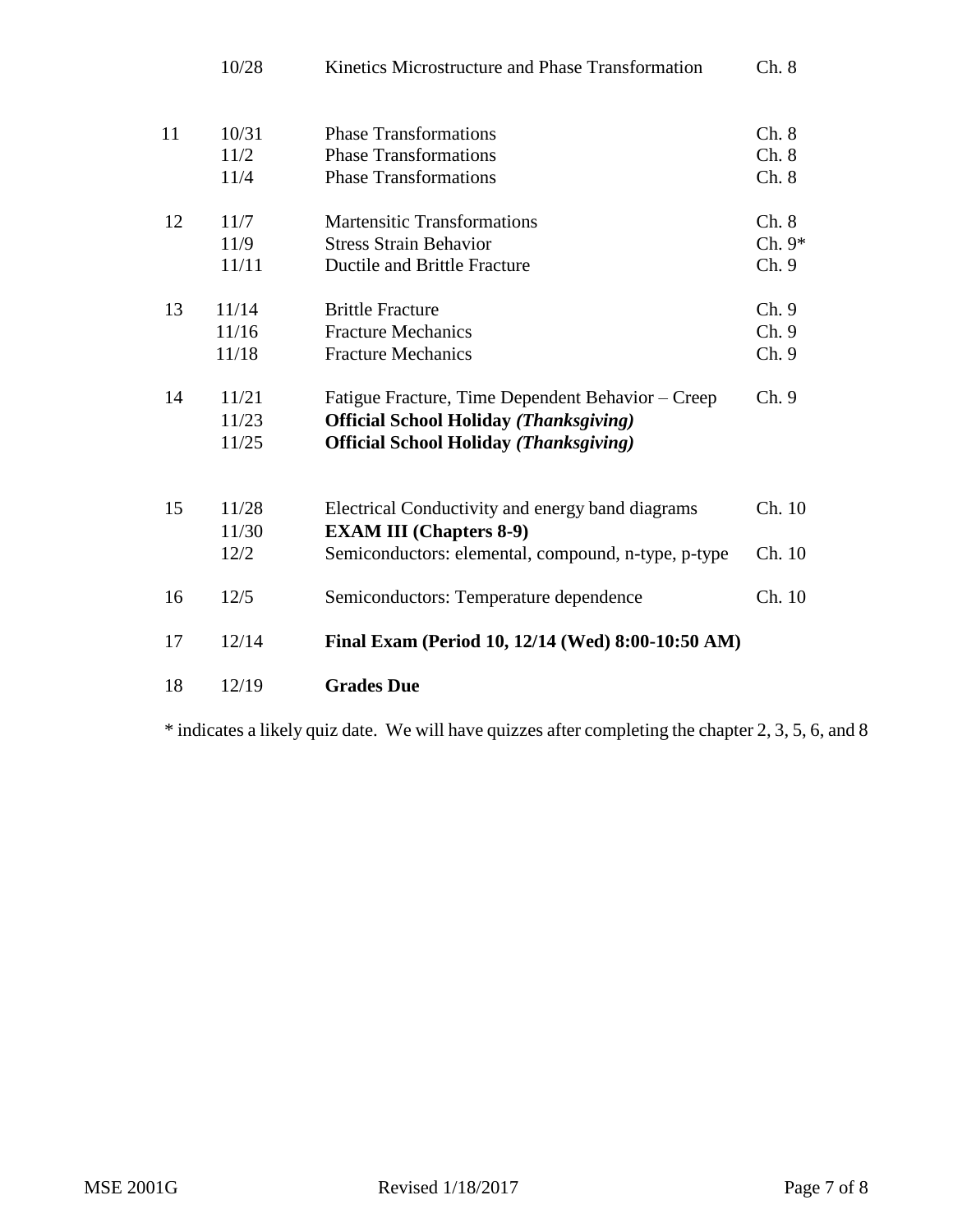| | | | |
|---|---|---|---|
| | 10/28 | Kinetics Microstructure and Phase Transformation | Ch. 8 |
| 11 | 10/31 | Phase Transformations | Ch. 8 |
| | 11/2 | Phase Transformations | Ch. 8 |
| | 11/4 | Phase Transformations | Ch. 8 |
| 12 | 11/7 | Martensitic Transformations | Ch. 8 |
| | 11/9 | Stress Strain Behavior | Ch. 9* |
| | 11/11 | Ductile and Brittle Fracture | Ch. 9 |
| 13 | 11/14 | Brittle Fracture | Ch. 9 |
| | 11/16 | Fracture Mechanics | Ch. 9 |
| | 11/18 | Fracture Mechanics | Ch. 9 |
| 14 | 11/21 | Fatigue Fracture, Time Dependent Behavior – Creep | Ch. 9 |
| | 11/23 | **Official School Holiday *(Thanksgiving)*** | |
| | 11/25 | **Official School Holiday *(Thanksgiving)*** | |
| 15 | 11/28 | Electrical Conductivity and energy band diagrams | Ch. 10 |
| | 11/30 | **EXAM III (Chapters 8-9)** | |
| | 12/2 | Semiconductors: elemental, compound, n-type, p-type | Ch. 10 |
| 16 | 12/5 | Semiconductors: Temperature dependence | Ch. 10 |
| 17 | 12/14 | **Final Exam (Period 10, 12/14 (Wed) 8:00-10:50 AM)** | |
| 18 | 12/19 | **Grades Due** | |

* indicates a likely quiz date. We will have quizzes after completing the chapter 2, 3, 5, 6, and 8